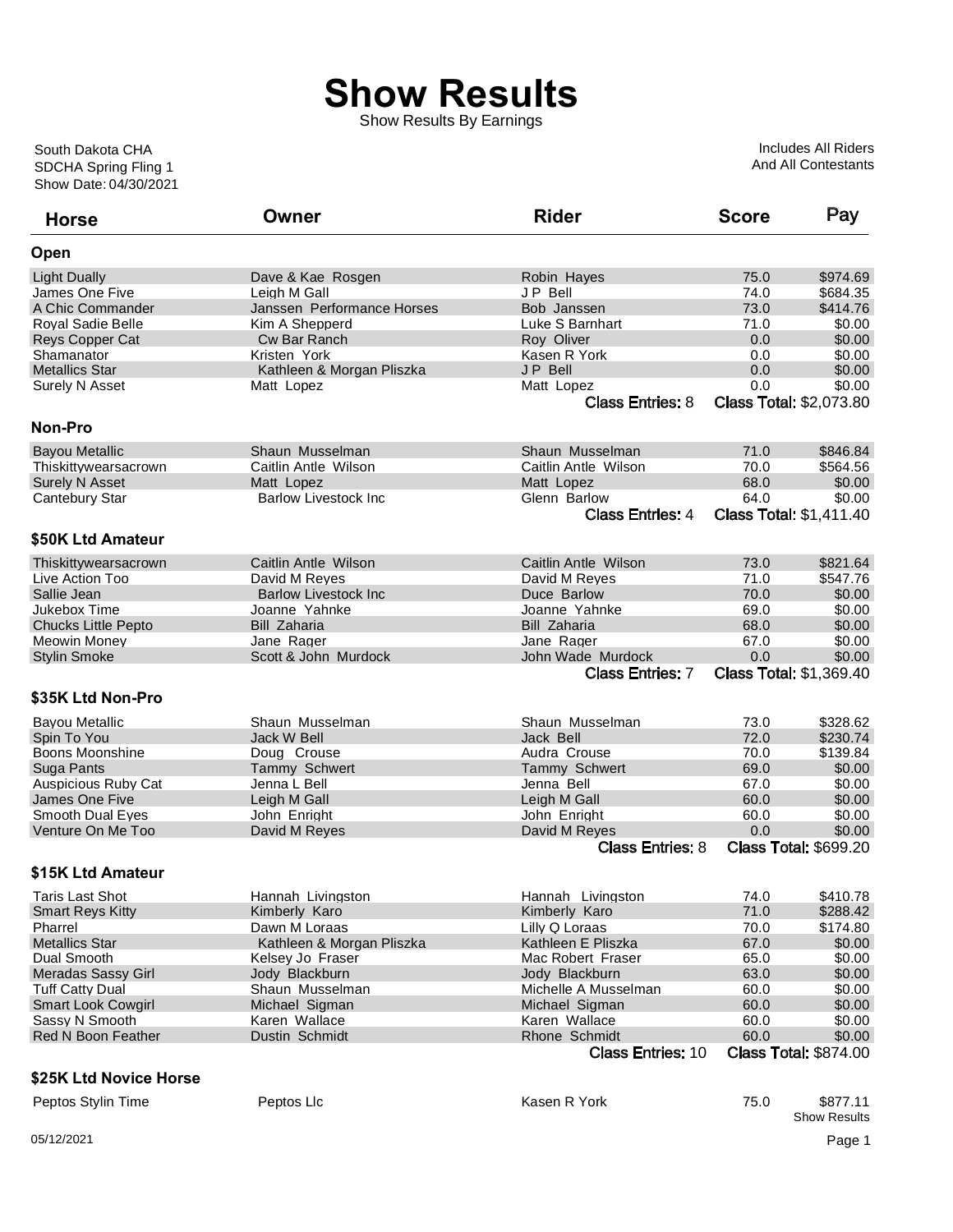# Show Results

Show Results By Earnings

South Dakota CHA
SDCHA Spring Fling 1
Show Date: 04/30/2021

Includes All Riders
And All Contestants

| Horse | Owner | Rider | Score | Pay |
|---|---|---|---|---|
| **Open** | | | | |
| Light Dually | Dave & Kae Rosgen | Robin Hayes | 75.0 | $974.69 |
| James One Five | Leigh M Gall | J P Bell | 74.0 | $684.35 |
| A Chic Commander | Janssen Performance Horses | Bob Janssen | 73.0 | $414.76 |
| Royal Sadie Belle | Kim A Shepperd | Luke S Barnhart | 71.0 | $0.00 |
| Reys Copper Cat | Cw Bar Ranch | Roy Oliver | 0.0 | $0.00 |
| Shamanator | Kristen York | Kasen R York | 0.0 | $0.00 |
| Metallics Star | Kathleen & Morgan Pliszka | J P Bell | 0.0 | $0.00 |
| Surely N Asset | Matt Lopez | Matt Lopez | 0.0 | $0.00 |
| | | Class Entries: 8 | Class Total: $2,073.80 | |
| **Non-Pro** | | | | |
| Bayou Metallic | Shaun Musselman | Shaun Musselman | 71.0 | $846.84 |
| Thiskittywearsacrown | Caitlin Antle Wilson | Caitlin Antle Wilson | 70.0 | $564.56 |
| Surely N Asset | Matt Lopez | Matt Lopez | 68.0 | $0.00 |
| Cantebury Star | Barlow Livestock Inc | Glenn Barlow | 64.0 | $0.00 |
| | | Class Entries: 4 | Class Total: $1,411.40 | |
| **$50K Ltd Amateur** | | | | |
| Thiskittywearsacrown | Caitlin Antle Wilson | Caitlin Antle Wilson | 73.0 | $821.64 |
| Live Action Too | David M Reyes | David M Reyes | 71.0 | $547.76 |
| Sallie Jean | Barlow Livestock Inc | Duce Barlow | 70.0 | $0.00 |
| Jukebox Time | Joanne Yahnke | Joanne Yahnke | 69.0 | $0.00 |
| Chucks Little Pepto | Bill Zaharia | Bill Zaharia | 68.0 | $0.00 |
| Meowin Money | Jane Rager | Jane Rager | 67.0 | $0.00 |
| Stylin Smoke | Scott & John Murdock | John Wade Murdock | 0.0 | $0.00 |
| | | Class Entries: 7 | Class Total: $1,369.40 | |
| **$35K Ltd Non-Pro** | | | | |
| Bayou Metallic | Shaun Musselman | Shaun Musselman | 73.0 | $328.62 |
| Spin To You | Jack W Bell | Jack Bell | 72.0 | $230.74 |
| Boons Moonshine | Doug Crouse | Audra Crouse | 70.0 | $139.84 |
| Suga Pants | Tammy Schwert | Tammy Schwert | 69.0 | $0.00 |
| Auspicious Ruby Cat | Jenna L Bell | Jenna Bell | 67.0 | $0.00 |
| James One Five | Leigh M Gall | Leigh M Gall | 60.0 | $0.00 |
| Smooth Dual Eyes | John Enright | John Enright | 60.0 | $0.00 |
| Venture On Me Too | David M Reyes | David M Reyes | 0.0 | $0.00 |
| | | Class Entries: 8 | Class Total: $699.20 | |
| **$15K Ltd Amateur** | | | | |
| Taris Last Shot | Hannah Livingston | Hannah Livingston | 74.0 | $410.78 |
| Smart Reys Kitty | Kimberly Karo | Kimberly Karo | 71.0 | $288.42 |
| Pharrel | Dawn M Loraas | Lilly Q Loraas | 70.0 | $174.80 |
| Metallics Star | Kathleen & Morgan Pliszka | Kathleen E Pliszka | 67.0 | $0.00 |
| Dual Smooth | Kelsey Jo Fraser | Mac Robert Fraser | 65.0 | $0.00 |
| Meradas Sassy Girl | Jody Blackburn | Jody Blackburn | 63.0 | $0.00 |
| Tuff Catty Dual | Shaun Musselman | Michelle A Musselman | 60.0 | $0.00 |
| Smart Look Cowgirl | Michael Sigman | Michael Sigman | 60.0 | $0.00 |
| Sassy N Smooth | Karen Wallace | Karen Wallace | 60.0 | $0.00 |
| Red N Boon Feather | Dustin Schmidt | Rhone Schmidt | 60.0 | $0.00 |
| | | Class Entries: 10 | Class Total: $874.00 | |
| **$25K Ltd Novice Horse** | | | | |
| Peptos Stylin Time | Peptos Llc | Kasen R York | 75.0 | $877.11 |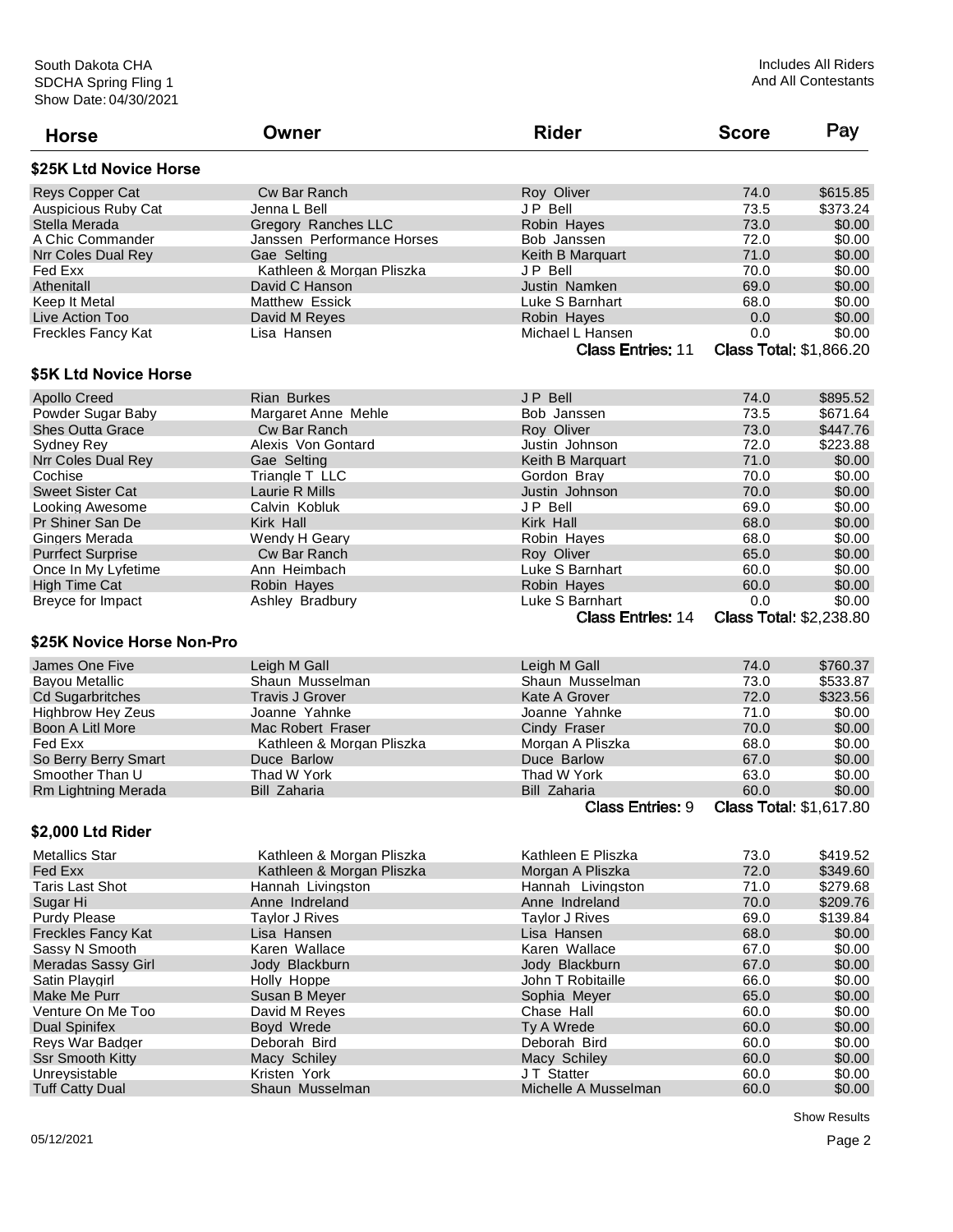South Dakota CHA
SDCHA Spring Fling 1
Show Date: 04/30/2021

Includes All Riders
And All Contestants

| Horse | Owner | Rider | Score | Pay |
|---|---|---|---|---|

### $25K Ltd Novice Horse

| Horse | Owner | Rider | Score | Pay |
|---|---|---|---|---|
| Reys Copper Cat | Cw Bar Ranch | Roy Oliver | 74.0 | $615.85 |
| Auspicious Ruby Cat | Jenna L Bell | J P Bell | 73.5 | $373.24 |
| Stella Merada | Gregory Ranches LLC | Robin Hayes | 73.0 | $0.00 |
| A Chic Commander | Janssen Performance Horses | Bob Janssen | 72.0 | $0.00 |
| Nrr Coles Dual Rey | Gae Selting | Keith B Marquart | 71.0 | $0.00 |
| Fed Exx | Kathleen & Morgan Pliszka | J P Bell | 70.0 | $0.00 |
| Athenitall | David C Hanson | Justin Namken | 69.0 | $0.00 |
| Keep It Metal | Matthew Essick | Luke S Barnhart | 68.0 | $0.00 |
| Live Action Too | David M Reyes | Robin Hayes | 0.0 | $0.00 |
| Freckles Fancy Kat | Lisa Hansen | Michael L Hansen | 0.0 | $0.00 |
| | | Class Entries: 11 | Class Total: $1,866.20 | |

### $5K Ltd Novice Horse

| Horse | Owner | Rider | Score | Pay |
|---|---|---|---|---|
| Apollo Creed | Rian Burkes | J P Bell | 74.0 | $895.52 |
| Powder Sugar Baby | Margaret Anne Mehle | Bob Janssen | 73.5 | $671.64 |
| Shes Outta Grace | Cw Bar Ranch | Roy Oliver | 73.0 | $447.76 |
| Sydney Rey | Alexis Von Gontard | Justin Johnson | 72.0 | $223.88 |
| Nrr Coles Dual Rey | Gae Selting | Keith B Marquart | 71.0 | $0.00 |
| Cochise | Triangle T LLC | Gordon Bray | 70.0 | $0.00 |
| Sweet Sister Cat | Laurie R Mills | Justin Johnson | 70.0 | $0.00 |
| Looking Awesome | Calvin Kobluk | J P Bell | 69.0 | $0.00 |
| Pr Shiner San De | Kirk Hall | Kirk Hall | 68.0 | $0.00 |
| Gingers Merada | Wendy H Geary | Robin Hayes | 68.0 | $0.00 |
| Purrfect Surprise | Cw Bar Ranch | Roy Oliver | 65.0 | $0.00 |
| Once In My Lyfetime | Ann Heimbach | Luke S Barnhart | 60.0 | $0.00 |
| High Time Cat | Robin Hayes | Robin Hayes | 60.0 | $0.00 |
| Breyce for Impact | Ashley Bradbury | Luke S Barnhart | 0.0 | $0.00 |
| | | Class Entries: 14 | Class Total: $2,238.80 | |

### $25K Novice Horse Non-Pro

| Horse | Owner | Rider | Score | Pay |
|---|---|---|---|---|
| James One Five | Leigh M Gall | Leigh M Gall | 74.0 | $760.37 |
| Bayou Metallic | Shaun Musselman | Shaun Musselman | 73.0 | $533.87 |
| Cd Sugarbritches | Travis J Grover | Kate A Grover | 72.0 | $323.56 |
| Highbrow Hey Zeus | Joanne Yahnke | Joanne Yahnke | 71.0 | $0.00 |
| Boon A Litl More | Mac Robert Fraser | Cindy Fraser | 70.0 | $0.00 |
| Fed Exx | Kathleen & Morgan Pliszka | Morgan A Pliszka | 68.0 | $0.00 |
| So Berry Berry Smart | Duce Barlow | Duce Barlow | 67.0 | $0.00 |
| Smoother Than U | Thad W York | Thad W York | 63.0 | $0.00 |
| Rm Lightning Merada | Bill Zaharia | Bill Zaharia | 60.0 | $0.00 |
| | | Class Entries: 9 | Class Total: $1,617.80 | |

### $2,000 Ltd Rider

| Horse | Owner | Rider | Score | Pay |
|---|---|---|---|---|
| Metallics Star | Kathleen & Morgan Pliszka | Kathleen E Pliszka | 73.0 | $419.52 |
| Fed Exx | Kathleen & Morgan Pliszka | Morgan A Pliszka | 72.0 | $349.60 |
| Taris Last Shot | Hannah Livingston | Hannah Livingston | 71.0 | $279.68 |
| Sugar Hi | Anne Indreland | Anne Indreland | 70.0 | $209.76 |
| Purdy Please | Taylor J Rives | Taylor J Rives | 69.0 | $139.84 |
| Freckles Fancy Kat | Lisa Hansen | Lisa Hansen | 68.0 | $0.00 |
| Sassy N Smooth | Karen Wallace | Karen Wallace | 67.0 | $0.00 |
| Meradas Sassy Girl | Jody Blackburn | Jody Blackburn | 67.0 | $0.00 |
| Satin Playgirl | Holly Hoppe | John T Robitaille | 66.0 | $0.00 |
| Make Me Purr | Susan B Meyer | Sophia Meyer | 65.0 | $0.00 |
| Venture On Me Too | David M Reyes | Chase Hall | 60.0 | $0.00 |
| Dual Spinifex | Boyd Wrede | Ty A Wrede | 60.0 | $0.00 |
| Reys War Badger | Deborah Bird | Deborah Bird | 60.0 | $0.00 |
| Ssr Smooth Kitty | Macy Schiley | Macy Schiley | 60.0 | $0.00 |
| Unreysistable | Kristen York | J T Statter | 60.0 | $0.00 |
| Tuff Catty Dual | Shaun Musselman | Michelle A Musselman | 60.0 | $0.00 |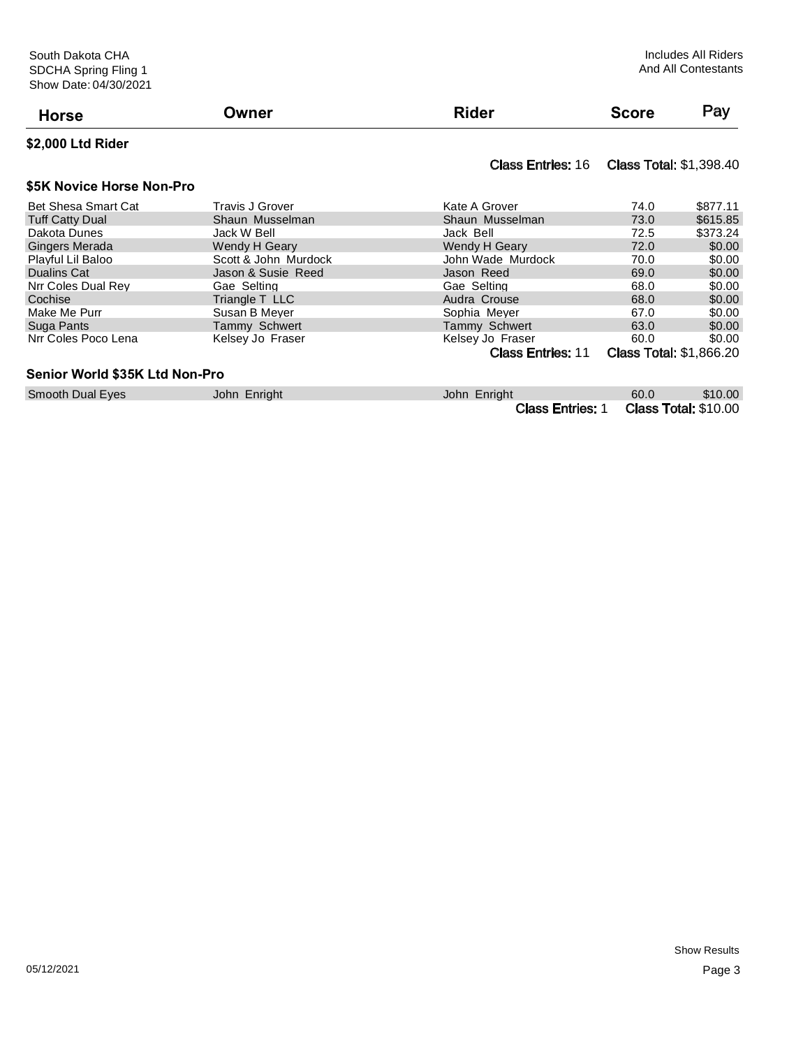South Dakota CHA
SDCHA Spring Fling 1
Show Date: 04/30/2021

Includes All Riders
And All Contestants

| Horse | Owner | Rider | Score | Pay |
|---|---|---|---|---|

### $2,000 Ltd Rider

Class Entries: 16 Class Total: $1,398.40

### $5K Novice Horse Non-Pro

| Horse | Owner | Rider | Score | Pay |
|---|---|---|---|---|
| Bet Shesa Smart Cat | Travis J Grover | Kate A Grover | 74.0 | $877.11 |
| Tuff Catty Dual | Shaun Musselman | Shaun Musselman | 73.0 | $615.85 |
| Dakota Dunes | Jack W Bell | Jack Bell | 72.5 | $373.24 |
| Gingers Merada | Wendy H Geary | Wendy H Geary | 72.0 | $0.00 |
| Playful Lil Baloo | Scott & John Murdock | John Wade Murdock | 70.0 | $0.00 |
| Dualins Cat | Jason & Susie Reed | Jason Reed | 69.0 | $0.00 |
| Nrr Coles Dual Rey | Gae Selting | Gae Selting | 68.0 | $0.00 |
| Cochise | Triangle T LLC | Audra Crouse | 68.0 | $0.00 |
| Make Me Purr | Susan B Meyer | Sophia Meyer | 67.0 | $0.00 |
| Suga Pants | Tammy Schwert | Tammy Schwert | 63.0 | $0.00 |
| Nrr Coles Poco Lena | Kelsey Jo Fraser | Kelsey Jo Fraser | 60.0 | $0.00 |

Class Entries: 11 Class Total: $1,866.20

### Senior World $35K Ltd Non-Pro

| Horse | Owner | Rider | Score | Pay |
|---|---|---|---|---|
| Smooth Dual Eyes | John Enright | John Enright | 60.0 | $10.00 |

Class Entries: 1 Class Total: $10.00

05/12/2021

Show Results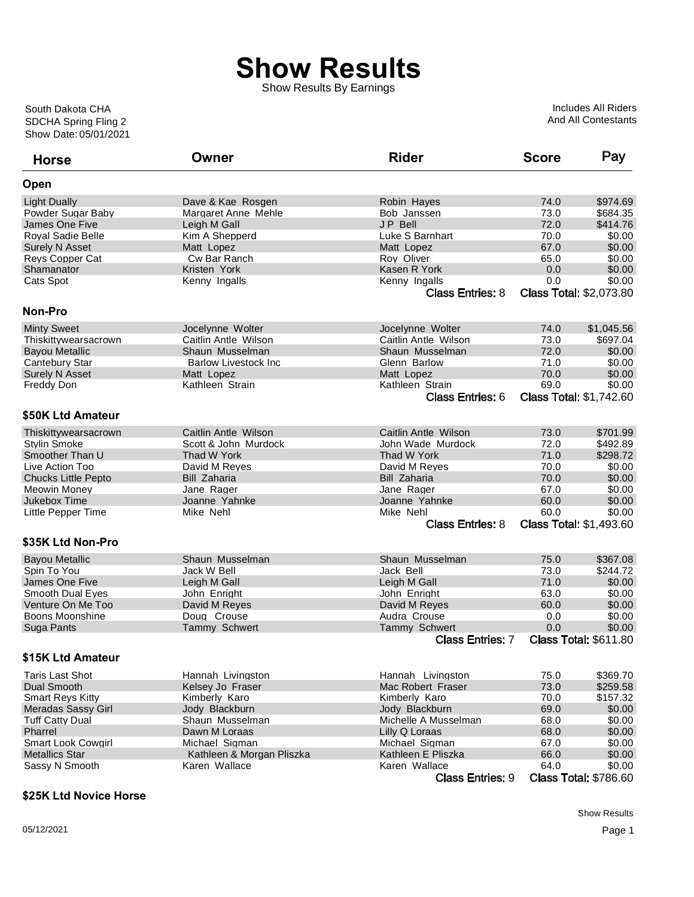# Show Results

Show Results By Earnings

South Dakota CHA
SDCHA Spring Fling 2
Show Date: 05/01/2021

Includes All Riders
And All Contestants

| Horse | Owner | Rider | Score | Pay |
|---|---|---|---|---|

## Open

| Horse | Owner | Rider | Score | Pay |
|---|---|---|---|---|
| Light Dually | Dave & Kae Rosgen | Robin Hayes | 74.0 | $974.69 |
| Powder Sugar Baby | Margaret Anne Mehle | Bob Janssen | 73.0 | $684.35 |
| James One Five | Leigh M Gall | J P Bell | 72.0 | $414.76 |
| Royal Sadie Belle | Kim A Shepperd | Luke S Barnhart | 70.0 | $0.00 |
| Surely N Asset | Matt Lopez | Matt Lopez | 67.0 | $0.00 |
| Reys Copper Cat | Cw Bar Ranch | Roy Oliver | 65.0 | $0.00 |
| Shamanator | Kristen York | Kasen R York | 0.0 | $0.00 |
| Cats Spot | Kenny Ingalls | Kenny Ingalls | 0.0 | $0.00 |

Class Entries: 8 Class Total: $2,073.80

## Non-Pro

| Horse | Owner | Rider | Score | Pay |
|---|---|---|---|---|
| Minty Sweet | Jocelynne Wolter | Jocelynne Wolter | 74.0 | $1,045.56 |
| Thiskittywearsacrown | Caitlin Antle Wilson | Caitlin Antle Wilson | 73.0 | $697.04 |
| Bayou Metallic | Shaun Musselman | Shaun Musselman | 72.0 | $0.00 |
| Cantebury Star | Barlow Livestock Inc | Glenn Barlow | 71.0 | $0.00 |
| Surely N Asset | Matt Lopez | Matt Lopez | 70.0 | $0.00 |
| Freddy Don | Kathleen Strain | Kathleen Strain | 69.0 | $0.00 |

Class Entries: 6 Class Total: $1,742.60

## $50K Ltd Amateur

| Horse | Owner | Rider | Score | Pay |
|---|---|---|---|---|
| Thiskittywearsacrown | Caitlin Antle Wilson | Caitlin Antle Wilson | 73.0 | $701.99 |
| Stylin Smoke | Scott & John Murdock | John Wade Murdock | 72.0 | $492.89 |
| Smoother Than U | Thad W York | Thad W York | 71.0 | $298.72 |
| Live Action Too | David M Reyes | David M Reyes | 70.0 | $0.00 |
| Chucks Little Pepto | Bill Zaharia | Bill Zaharia | 70.0 | $0.00 |
| Meowin Money | Jane Rager | Jane Rager | 67.0 | $0.00 |
| Jukebox Time | Joanne Yahnke | Joanne Yahnke | 60.0 | $0.00 |
| Little Pepper Time | Mike Nehl | Mike Nehl | 60.0 | $0.00 |

Class Entries: 8 Class Total: $1,493.60

## $35K Ltd Non-Pro

| Horse | Owner | Rider | Score | Pay |
|---|---|---|---|---|
| Bayou Metallic | Shaun Musselman | Shaun Musselman | 75.0 | $367.08 |
| Spin To You | Jack W Bell | Jack Bell | 73.0 | $244.72 |
| James One Five | Leigh M Gall | Leigh M Gall | 71.0 | $0.00 |
| Smooth Dual Eyes | John Enright | John Enright | 63.0 | $0.00 |
| Venture On Me Too | David M Reyes | David M Reyes | 60.0 | $0.00 |
| Boons Moonshine | Doug Crouse | Audra Crouse | 0.0 | $0.00 |
| Suga Pants | Tammy Schwert | Tammy Schwert | 0.0 | $0.00 |

Class Entries: 7 Class Total: $611.80

## $15K Ltd Amateur

| Horse | Owner | Rider | Score | Pay |
|---|---|---|---|---|
| Taris Last Shot | Hannah Livingston | Hannah Livingston | 75.0 | $369.70 |
| Dual Smooth | Kelsey Jo Fraser | Mac Robert Fraser | 73.0 | $259.58 |
| Smart Reys Kitty | Kimberly Karo | Kimberly Karo | 70.0 | $157.32 |
| Meradas Sassy Girl | Jody Blackburn | Jody Blackburn | 69.0 | $0.00 |
| Tuff Catty Dual | Shaun Musselman | Michelle A Musselman | 68.0 | $0.00 |
| Pharrel | Dawn M Loraas | Lilly Q Loraas | 68.0 | $0.00 |
| Smart Look Cowgirl | Michael Sigman | Michael Sigman | 67.0 | $0.00 |
| Metallics Star | Kathleen & Morgan Pliszka | Kathleen E Pliszka | 66.0 | $0.00 |
| Sassy N Smooth | Karen Wallace | Karen Wallace | 64.0 | $0.00 |

Class Entries: 9 Class Total: $786.60

## $25K Ltd Novice Horse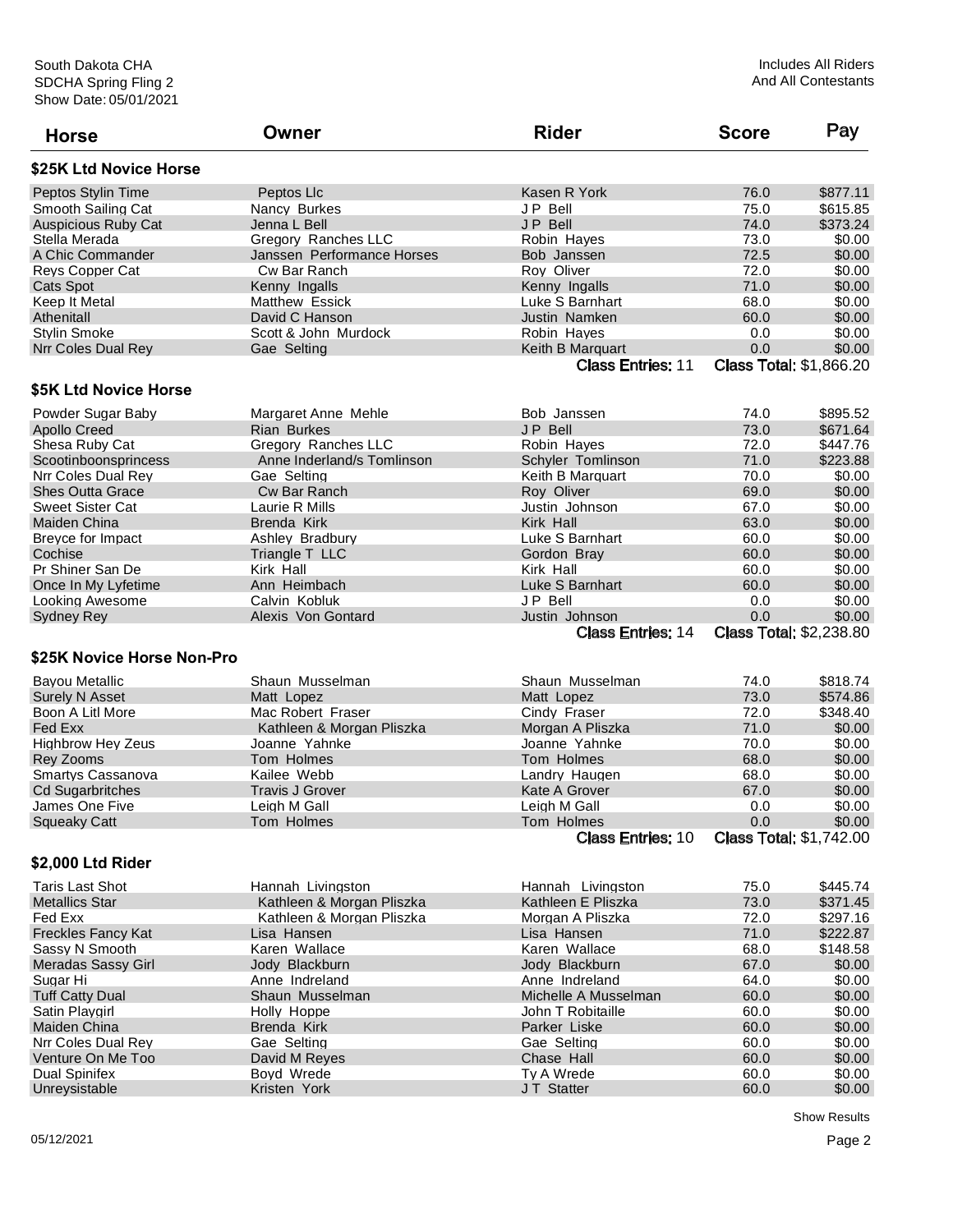South Dakota CHA
SDCHA Spring Fling 2
Show Date: 05/01/2021

Includes All Riders
And All Contestants

| Horse | Owner | Rider | Score | Pay |
|---|---|---|---|---|

### $25K Ltd Novice Horse

| Horse | Owner | Rider | Score | Pay |
|---|---|---|---|---|
| Peptos Stylin Time | Peptos Llc | Kasen R York | 76.0 | $877.11 |
| Smooth Sailing Cat | Nancy Burkes | J P Bell | 75.0 | $615.85 |
| Auspicious Ruby Cat | Jenna L Bell | J P Bell | 74.0 | $373.24 |
| Stella Merada | Gregory Ranches LLC | Robin Hayes | 73.0 | $0.00 |
| A Chic Commander | Janssen Performance Horses | Bob Janssen | 72.5 | $0.00 |
| Reys Copper Cat | Cw Bar Ranch | Roy Oliver | 72.0 | $0.00 |
| Cats Spot | Kenny Ingalls | Kenny Ingalls | 71.0 | $0.00 |
| Keep It Metal | Matthew Essick | Luke S Barnhart | 68.0 | $0.00 |
| Athenitall | David C Hanson | Justin Namken | 60.0 | $0.00 |
| Stylin Smoke | Scott & John Murdock | Robin Hayes | 0.0 | $0.00 |
| Nrr Coles Dual Rey | Gae Selting | Keith B Marquart | 0.0 | $0.00 |

Class Entries: 11 Class Total: $1,866.20

### $5K Ltd Novice Horse

| Horse | Owner | Rider | Score | Pay |
|---|---|---|---|---|
| Powder Sugar Baby | Margaret Anne Mehle | Bob Janssen | 74.0 | $895.52 |
| Apollo Creed | Rian Burkes | J P Bell | 73.0 | $671.64 |
| Shesa Ruby Cat | Gregory Ranches LLC | Robin Hayes | 72.0 | $447.76 |
| Scootinboonsprincess | Anne Inderland/s Tomlinson | Schyler Tomlinson | 71.0 | $223.88 |
| Nrr Coles Dual Rey | Gae Selting | Keith B Marquart | 70.0 | $0.00 |
| Shes Outta Grace | Cw Bar Ranch | Roy Oliver | 69.0 | $0.00 |
| Sweet Sister Cat | Laurie R Mills | Justin Johnson | 67.0 | $0.00 |
| Maiden China | Brenda Kirk | Kirk Hall | 63.0 | $0.00 |
| Breyce for Impact | Ashley Bradbury | Luke S Barnhart | 60.0 | $0.00 |
| Cochise | Triangle T LLC | Gordon Bray | 60.0 | $0.00 |
| Pr Shiner San De | Kirk Hall | Kirk Hall | 60.0 | $0.00 |
| Once In My Lyfetime | Ann Heimbach | Luke S Barnhart | 60.0 | $0.00 |
| Looking Awesome | Calvin Kobluk | J P Bell | 0.0 | $0.00 |
| Sydney Rey | Alexis Von Gontard | Justin Johnson | 0.0 | $0.00 |

Class Entries: 14 Class Total: $2,238.80

### $25K Novice Horse Non-Pro

| Horse | Owner | Rider | Score | Pay |
|---|---|---|---|---|
| Bayou Metallic | Shaun Musselman | Shaun Musselman | 74.0 | $818.74 |
| Surely N Asset | Matt Lopez | Matt Lopez | 73.0 | $574.86 |
| Boon A Litl More | Mac Robert Fraser | Cindy Fraser | 72.0 | $348.40 |
| Fed Exx | Kathleen & Morgan Pliszka | Morgan A Pliszka | 71.0 | $0.00 |
| Highbrow Hey Zeus | Joanne Yahnke | Joanne Yahnke | 70.0 | $0.00 |
| Rey Zooms | Tom Holmes | Tom Holmes | 68.0 | $0.00 |
| Smartys Cassanova | Kailee Webb | Landry Haugen | 68.0 | $0.00 |
| Cd Sugarbritches | Travis J Grover | Kate A Grover | 67.0 | $0.00 |
| James One Five | Leigh M Gall | Leigh M Gall | 0.0 | $0.00 |
| Squeaky Catt | Tom Holmes | Tom Holmes | 0.0 | $0.00 |

Class Entries: 10 Class Total: $1,742.00

### $2,000 Ltd Rider

| Horse | Owner | Rider | Score | Pay |
|---|---|---|---|---|
| Taris Last Shot | Hannah Livingston | Hannah Livingston | 75.0 | $445.74 |
| Metallics Star | Kathleen & Morgan Pliszka | Kathleen E Pliszka | 73.0 | $371.45 |
| Fed Exx | Kathleen & Morgan Pliszka | Morgan A Pliszka | 72.0 | $297.16 |
| Freckles Fancy Kat | Lisa Hansen | Lisa Hansen | 71.0 | $222.87 |
| Sassy N Smooth | Karen Wallace | Karen Wallace | 68.0 | $148.58 |
| Meradas Sassy Girl | Jody Blackburn | Jody Blackburn | 67.0 | $0.00 |
| Sugar Hi | Anne Indreland | Anne Indreland | 64.0 | $0.00 |
| Tuff Catty Dual | Shaun Musselman | Michelle A Musselman | 60.0 | $0.00 |
| Satin Playgirl | Holly Hoppe | John T Robitaille | 60.0 | $0.00 |
| Maiden China | Brenda Kirk | Parker Liske | 60.0 | $0.00 |
| Nrr Coles Dual Rey | Gae Selting | Gae Selting | 60.0 | $0.00 |
| Venture On Me Too | David M Reyes | Chase Hall | 60.0 | $0.00 |
| Dual Spinifex | Boyd Wrede | Ty A Wrede | 60.0 | $0.00 |
| Unreysistable | Kristen York | J T Statter | 60.0 | $0.00 |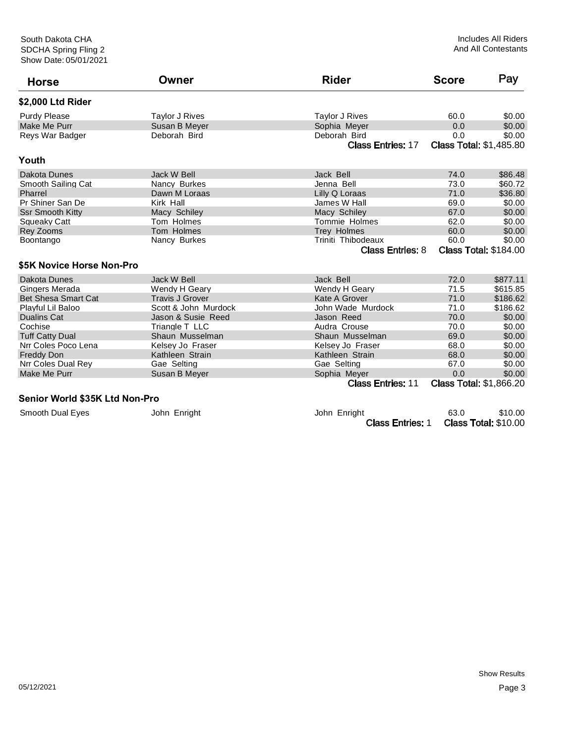South Dakota CHA
SDCHA Spring Fling 2
Show Date: 05/01/2021

Includes All Riders
And All Contestants

| Horse | Owner | Rider | Score | Pay |
|---|---|---|---|---|

### $2,000 Ltd Rider

| Horse | Owner | Rider | Score | Pay |
|---|---|---|---|---|
| Purdy Please | Taylor J Rives | Taylor J Rives | 60.0 | $0.00 |
| Make Me Purr | Susan B Meyer | Sophia Meyer | 0.0 | $0.00 |
| Reys War Badger | Deborah Bird | Deborah Bird | 0.0 | $0.00 |
| | | Class Entries: 17 | Class Total: $1,485.80 | |

### Youth

| Horse | Owner | Rider | Score | Pay |
|---|---|---|---|---|
| Dakota Dunes | Jack W Bell | Jack Bell | 74.0 | $86.48 |
| Smooth Sailing Cat | Nancy Burkes | Jenna Bell | 73.0 | $60.72 |
| Pharrel | Dawn M Loraas | Lilly Q Loraas | 71.0 | $36.80 |
| Pr Shiner San De | Kirk Hall | James W Hall | 69.0 | $0.00 |
| Ssr Smooth Kitty | Macy Schiley | Macy Schiley | 67.0 | $0.00 |
| Squeaky Catt | Tom Holmes | Tommie Holmes | 62.0 | $0.00 |
| Rey Zooms | Tom Holmes | Trey Holmes | 60.0 | $0.00 |
| Boontango | Nancy Burkes | Triniti Thibodeaux | 60.0 | $0.00 |
| | | Class Entries: 8 | Class Total: $184.00 | |

### $5K Novice Horse Non-Pro

| Horse | Owner | Rider | Score | Pay |
|---|---|---|---|---|
| Dakota Dunes | Jack W Bell | Jack Bell | 72.0 | $877.11 |
| Gingers Merada | Wendy H Geary | Wendy H Geary | 71.5 | $615.85 |
| Bet Shesa Smart Cat | Travis J Grover | Kate A Grover | 71.0 | $186.62 |
| Playful Lil Baloo | Scott & John Murdock | John Wade Murdock | 71.0 | $186.62 |
| Dualins Cat | Jason & Susie Reed | Jason Reed | 70.0 | $0.00 |
| Cochise | Triangle T LLC | Audra Crouse | 70.0 | $0.00 |
| Tuff Catty Dual | Shaun Musselman | Shaun Musselman | 69.0 | $0.00 |
| Nrr Coles Poco Lena | Kelsey Jo Fraser | Kelsey Jo Fraser | 68.0 | $0.00 |
| Freddy Don | Kathleen Strain | Kathleen Strain | 68.0 | $0.00 |
| Nrr Coles Dual Rey | Gae Selting | Gae Selting | 67.0 | $0.00 |
| Make Me Purr | Susan B Meyer | Sophia Meyer | 0.0 | $0.00 |
| | | Class Entries: 11 | Class Total: $1,866.20 | |

### Senior World $35K Ltd Non-Pro

| Horse | Owner | Rider | Score | Pay |
|---|---|---|---|---|
| Smooth Dual Eyes | John Enright | John Enright | 63.0 | $10.00 |
| | | Class Entries: 1 | Class Total: $10.00 | |

05/12/2021

Show Results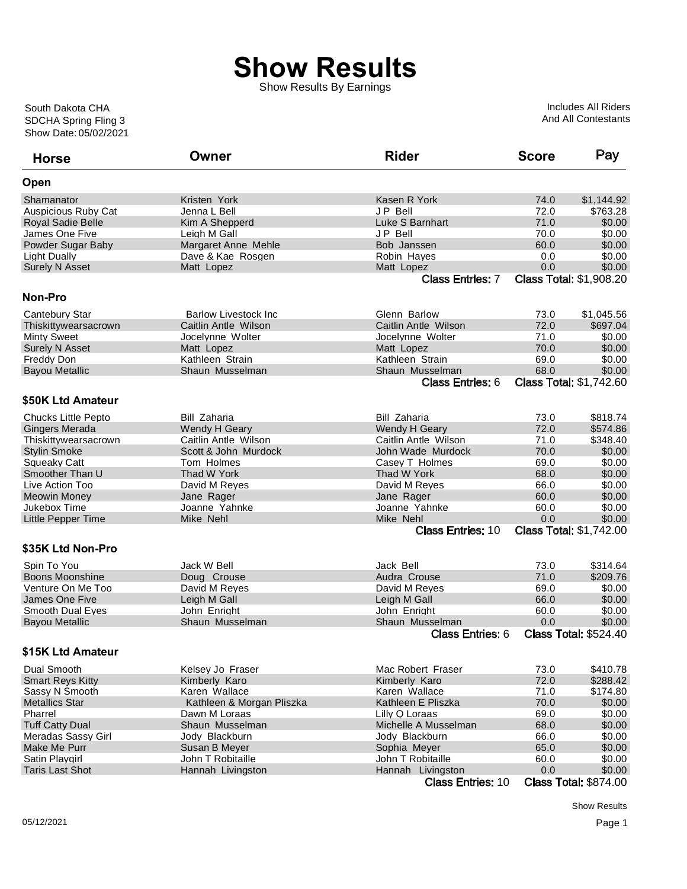# Show Results

Show Results By Earnings

South Dakota CHA
SDCHA Spring Fling 3
Show Date: 05/02/2021

Includes All Riders
And All Contestants

| Horse | Owner | Rider | Score | Pay |
|---|---|---|---|---|

### Open

| Horse | Owner | Rider | Score | Pay |
|---|---|---|---|---|
| Shamanator | Kristen York | Kasen R York | 74.0 | $1,144.92 |
| Auspicious Ruby Cat | Jenna L Bell | J P Bell | 72.0 | $763.28 |
| Royal Sadie Belle | Kim A Shepperd | Luke S Barnhart | 71.0 | $0.00 |
| James One Five | Leigh M Gall | J P Bell | 70.0 | $0.00 |
| Powder Sugar Baby | Margaret Anne Mehle | Bob Janssen | 60.0 | $0.00 |
| Light Dually | Dave & Kae Rosgen | Robin Hayes | 0.0 | $0.00 |
| Surely N Asset | Matt Lopez | Matt Lopez | 0.0 | $0.00 |

Class Entries: 7 Class Total: $1,908.20

### Non-Pro

| Horse | Owner | Rider | Score | Pay |
|---|---|---|---|---|
| Cantebury Star | Barlow Livestock Inc | Glenn Barlow | 73.0 | $1,045.56 |
| Thiskittywearsacrown | Caitlin Antle Wilson | Caitlin Antle Wilson | 72.0 | $697.04 |
| Minty Sweet | Jocelynne Wolter | Jocelynne Wolter | 71.0 | $0.00 |
| Surely N Asset | Matt Lopez | Matt Lopez | 70.0 | $0.00 |
| Freddy Don | Kathleen Strain | Kathleen Strain | 69.0 | $0.00 |
| Bayou Metallic | Shaun Musselman | Shaun Musselman | 68.0 | $0.00 |

Class Entries: 6 Class Total: $1,742.60

### $50K Ltd Amateur

| Horse | Owner | Rider | Score | Pay |
|---|---|---|---|---|
| Chucks Little Pepto | Bill Zaharia | Bill Zaharia | 73.0 | $818.74 |
| Gingers Merada | Wendy H Geary | Wendy H Geary | 72.0 | $574.86 |
| Thiskittywearsacrown | Caitlin Antle Wilson | Caitlin Antle Wilson | 71.0 | $348.40 |
| Stylin Smoke | Scott & John Murdock | John Wade Murdock | 70.0 | $0.00 |
| Squeaky Catt | Tom Holmes | Casey T Holmes | 69.0 | $0.00 |
| Smoother Than U | Thad W York | Thad W York | 68.0 | $0.00 |
| Live Action Too | David M Reyes | David M Reyes | 66.0 | $0.00 |
| Meowin Money | Jane Rager | Jane Rager | 60.0 | $0.00 |
| Jukebox Time | Joanne Yahnke | Joanne Yahnke | 60.0 | $0.00 |
| Little Pepper Time | Mike Nehl | Mike Nehl | 0.0 | $0.00 |

Class Entries: 10 Class Total: $1,742.00

### $35K Ltd Non-Pro

| Horse | Owner | Rider | Score | Pay |
|---|---|---|---|---|
| Spin To You | Jack W Bell | Jack Bell | 73.0 | $314.64 |
| Boons Moonshine | Doug Crouse | Audra Crouse | 71.0 | $209.76 |
| Venture On Me Too | David M Reyes | David M Reyes | 69.0 | $0.00 |
| James One Five | Leigh M Gall | Leigh M Gall | 66.0 | $0.00 |
| Smooth Dual Eyes | John Enright | John Enright | 60.0 | $0.00 |
| Bayou Metallic | Shaun Musselman | Shaun Musselman | 0.0 | $0.00 |

Class Entries: 6 Class Total: $524.40

### $15K Ltd Amateur

| Horse | Owner | Rider | Score | Pay |
|---|---|---|---|---|
| Dual Smooth | Kelsey Jo Fraser | Mac Robert Fraser | 73.0 | $410.78 |
| Smart Reys Kitty | Kimberly Karo | Kimberly Karo | 72.0 | $288.42 |
| Sassy N Smooth | Karen Wallace | Karen Wallace | 71.0 | $174.80 |
| Metallics Star | Kathleen & Morgan Pliszka | Kathleen E Pliszka | 70.0 | $0.00 |
| Pharrel | Dawn M Loraas | Lilly Q Loraas | 69.0 | $0.00 |
| Tuff Catty Dual | Shaun Musselman | Michelle A Musselman | 68.0 | $0.00 |
| Meradas Sassy Girl | Jody Blackburn | Jody Blackburn | 66.0 | $0.00 |
| Make Me Purr | Susan B Meyer | Sophia Meyer | 65.0 | $0.00 |
| Satin Playgirl | John T Robitaille | John T Robitaille | 60.0 | $0.00 |
| Taris Last Shot | Hannah Livingston | Hannah Livingston | 0.0 | $0.00 |

Class Entries: 10 Class Total: $874.00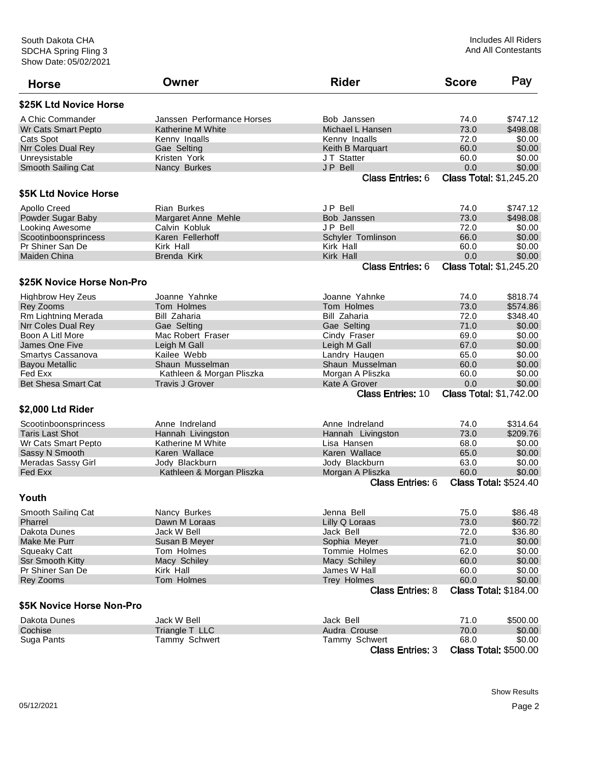South Dakota CHA
SDCHA Spring Fling 3
Show Date: 05/02/2021

Includes All Riders
And All Contestants

| Horse | Owner | Rider | Score | Pay |
|---|---|---|---|---|
| **$25K Ltd Novice Horse** | | | | |
| A Chic Commander | Janssen Performance Horses | Bob Janssen | 74.0 | $747.12 |
| Wr Cats Smart Pepto | Katherine M White | Michael L Hansen | 73.0 | $498.08 |
| Cats Spot | Kenny Ingalls | Kenny Ingalls | 72.0 | $0.00 |
| Nrr Coles Dual Rey | Gae Selting | Keith B Marquart | 60.0 | $0.00 |
| Unreysistable | Kristen York | J T Statter | 60.0 | $0.00 |
| Smooth Sailing Cat | Nancy Burkes | J P Bell | 0.0 | $0.00 |
| | | Class Entries: 6 | Class Total: $1,245.20 | |
| **$5K Ltd Novice Horse** | | | | |
| Apollo Creed | Rian Burkes | J P Bell | 74.0 | $747.12 |
| Powder Sugar Baby | Margaret Anne Mehle | Bob Janssen | 73.0 | $498.08 |
| Looking Awesome | Calvin Kobluk | J P Bell | 72.0 | $0.00 |
| Scootinboonsprincess | Karen Fellerhoff | Schyler Tomlinson | 66.0 | $0.00 |
| Pr Shiner San De | Kirk Hall | Kirk Hall | 60.0 | $0.00 |
| Maiden China | Brenda Kirk | Kirk Hall | 0.0 | $0.00 |
| | | Class Entries: 6 | Class Total: $1,245.20 | |
| **$25K Novice Horse Non-Pro** | | | | |
| Highbrow Hey Zeus | Joanne Yahnke | Joanne Yahnke | 74.0 | $818.74 |
| Rey Zooms | Tom Holmes | Tom Holmes | 73.0 | $574.86 |
| Rm Lightning Merada | Bill Zaharia | Bill Zaharia | 72.0 | $348.40 |
| Nrr Coles Dual Rey | Gae Selting | Gae Selting | 71.0 | $0.00 |
| Boon A Litl More | Mac Robert Fraser | Cindy Fraser | 69.0 | $0.00 |
| James One Five | Leigh M Gall | Leigh M Gall | 67.0 | $0.00 |
| Smartys Cassanova | Kailee Webb | Landry Haugen | 65.0 | $0.00 |
| Bayou Metallic | Shaun Musselman | Shaun Musselman | 60.0 | $0.00 |
| Fed Exx | Kathleen & Morgan Pliszka | Morgan A Pliszka | 60.0 | $0.00 |
| Bet Shesa Smart Cat | Travis J Grover | Kate A Grover | 0.0 | $0.00 |
| | | Class Entries: 10 | Class Total: $1,742.00 | |
| **$2,000 Ltd Rider** | | | | |
| Scootinboonsprincess | Anne Indreland | Anne Indreland | 74.0 | $314.64 |
| Taris Last Shot | Hannah Livingston | Hannah Livingston | 73.0 | $209.76 |
| Wr Cats Smart Pepto | Katherine M White | Lisa Hansen | 68.0 | $0.00 |
| Sassy N Smooth | Karen Wallace | Karen Wallace | 65.0 | $0.00 |
| Meradas Sassy Girl | Jody Blackburn | Jody Blackburn | 63.0 | $0.00 |
| Fed Exx | Kathleen & Morgan Pliszka | Morgan A Pliszka | 60.0 | $0.00 |
| | | Class Entries: 6 | Class Total: $524.40 | |
| **Youth** | | | | |
| Smooth Sailing Cat | Nancy Burkes | Jenna Bell | 75.0 | $86.48 |
| Pharrel | Dawn M Loraas | Lilly Q Loraas | 73.0 | $60.72 |
| Dakota Dunes | Jack W Bell | Jack Bell | 72.0 | $36.80 |
| Make Me Purr | Susan B Meyer | Sophia Meyer | 71.0 | $0.00 |
| Squeaky Catt | Tom Holmes | Tommie Holmes | 62.0 | $0.00 |
| Ssr Smooth Kitty | Macy Schiley | Macy Schiley | 60.0 | $0.00 |
| Pr Shiner San De | Kirk Hall | James W Hall | 60.0 | $0.00 |
| Rey Zooms | Tom Holmes | Trey Holmes | 60.0 | $0.00 |
| | | Class Entries: 8 | Class Total: $184.00 | |
| **$5K Novice Horse Non-Pro** | | | | |
| Dakota Dunes | Jack W Bell | Jack Bell | 71.0 | $500.00 |
| Cochise | Triangle T LLC | Audra Crouse | 70.0 | $0.00 |
| Suga Pants | Tammy Schwert | Tammy Schwert | 68.0 | $0.00 |
| | | Class Entries: 3 | Class Total: $500.00 | |

Show Results

05/12/2021